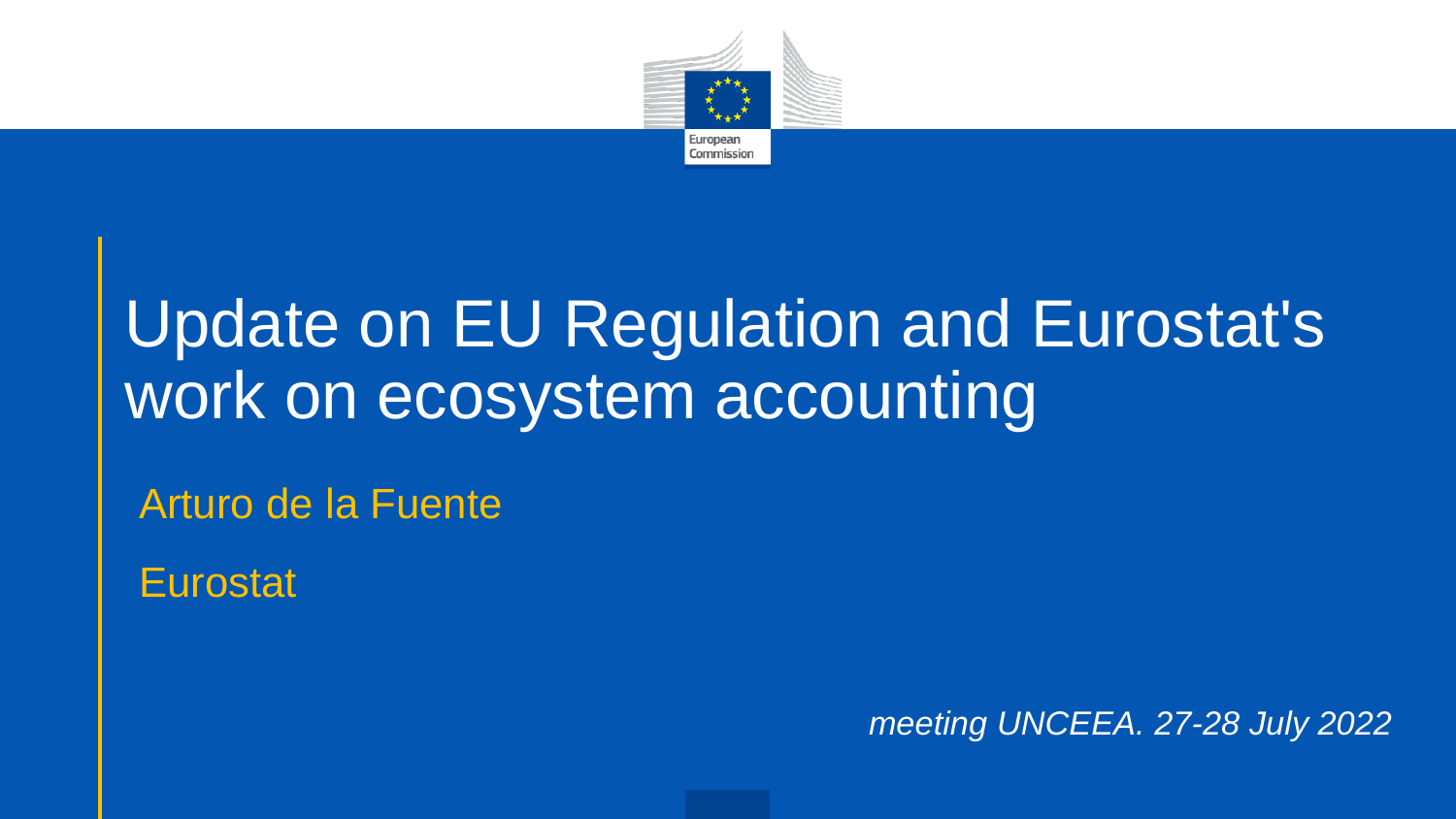# Update on EU Regulation and Eurostat's work on ecosystem accounting

Arturo de la Fuente

Eurostat

*meeting UNCEEA. 27-28 July 2022*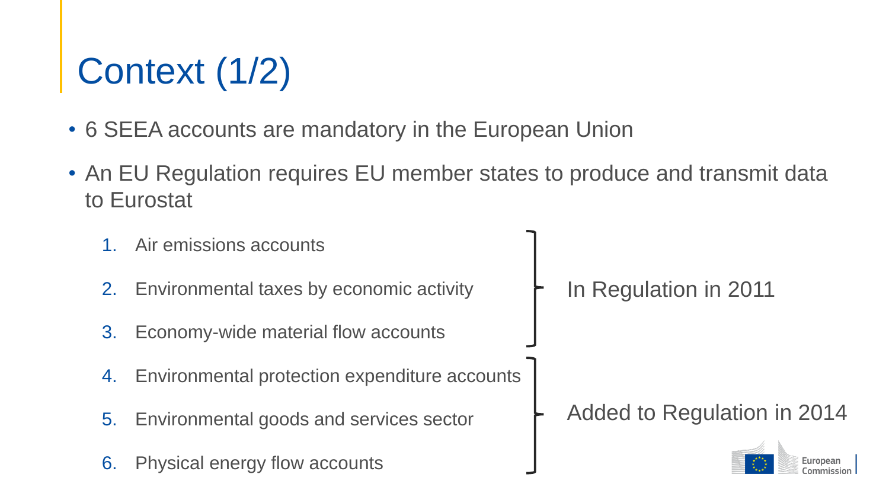# Context (1/2)

- 6 SEEA accounts are mandatory in the European Union
- An EU Regulation requires EU member states to produce and transmit data to Eurostat

1. Air emissions accounts
2. Environmental taxes by economic activity
3. Economy-wide material flow accounts

In Regulation in 2011

4. Environmental protection expenditure accounts
5. Environmental goods and services sector
6. Physical energy flow accounts

Added to Regulation in 2014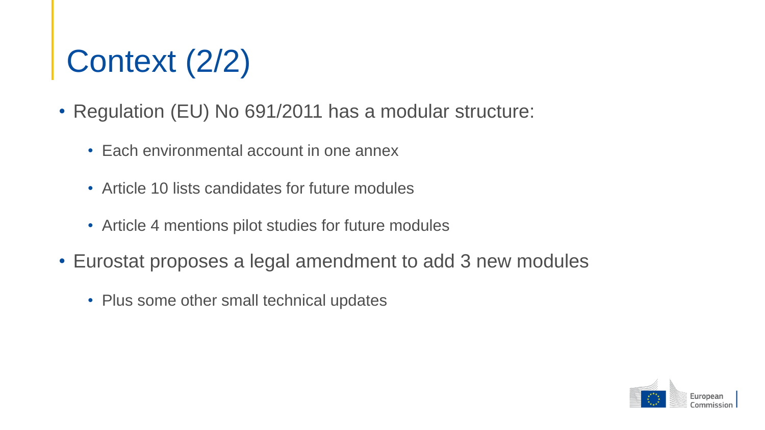# Context (2/2)

- Regulation (EU) No 691/2011 has a modular structure:
  - Each environmental account in one annex
  - Article 10 lists candidates for future modules
  - Article 4 mentions pilot studies for future modules
- Eurostat proposes a legal amendment to add 3 new modules
  - Plus some other small technical updates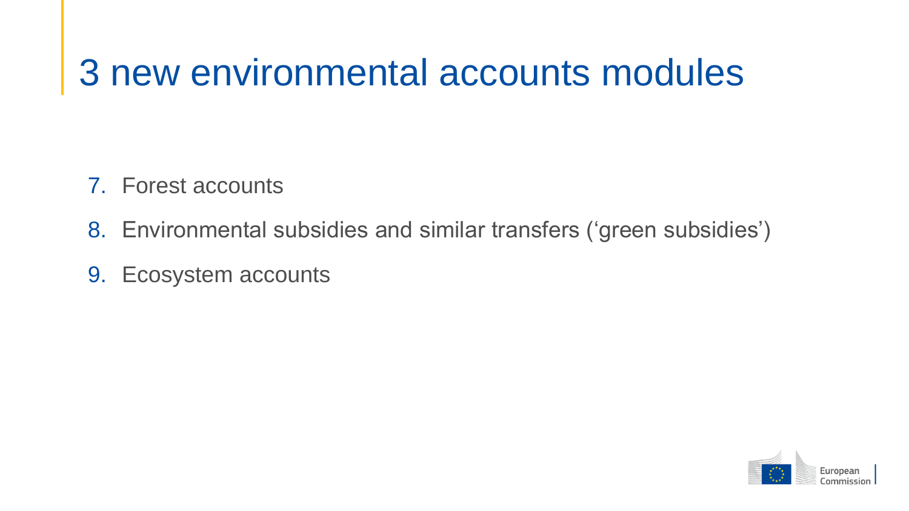# 3 new environmental accounts modules

7. Forest accounts
8. Environmental subsidies and similar transfers (‘green subsidies’)
9. Ecosystem accounts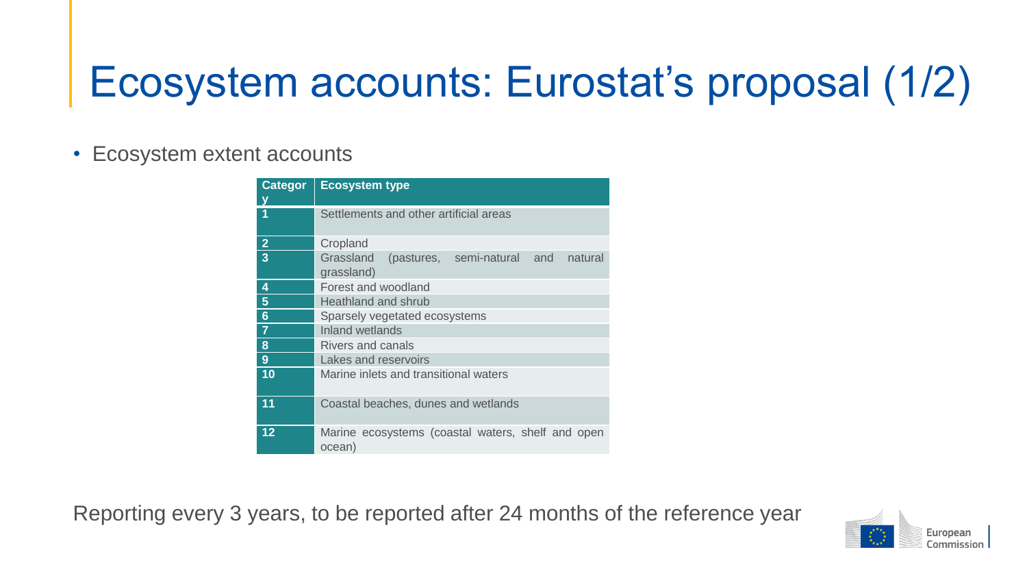# Ecosystem accounts: Eurostat's proposal (1/2)

- Ecosystem extent accounts

| Category | Ecosystem type |
|---|---|
| 1 | Settlements and other artificial areas |
| 2 | Cropland |
| 3 | Grassland (pastures, semi-natural and natural grassland) |
| 4 | Forest and woodland |
| 5 | Heathland and shrub |
| 6 | Sparsely vegetated ecosystems |
| 7 | Inland wetlands |
| 8 | Rivers and canals |
| 9 | Lakes and reservoirs |
| 10 | Marine inlets and transitional waters |
| 11 | Coastal beaches, dunes and wetlands |
| 12 | Marine ecosystems (coastal waters, shelf and open ocean) |

Reporting every 3 years, to be reported after 24 months of the reference year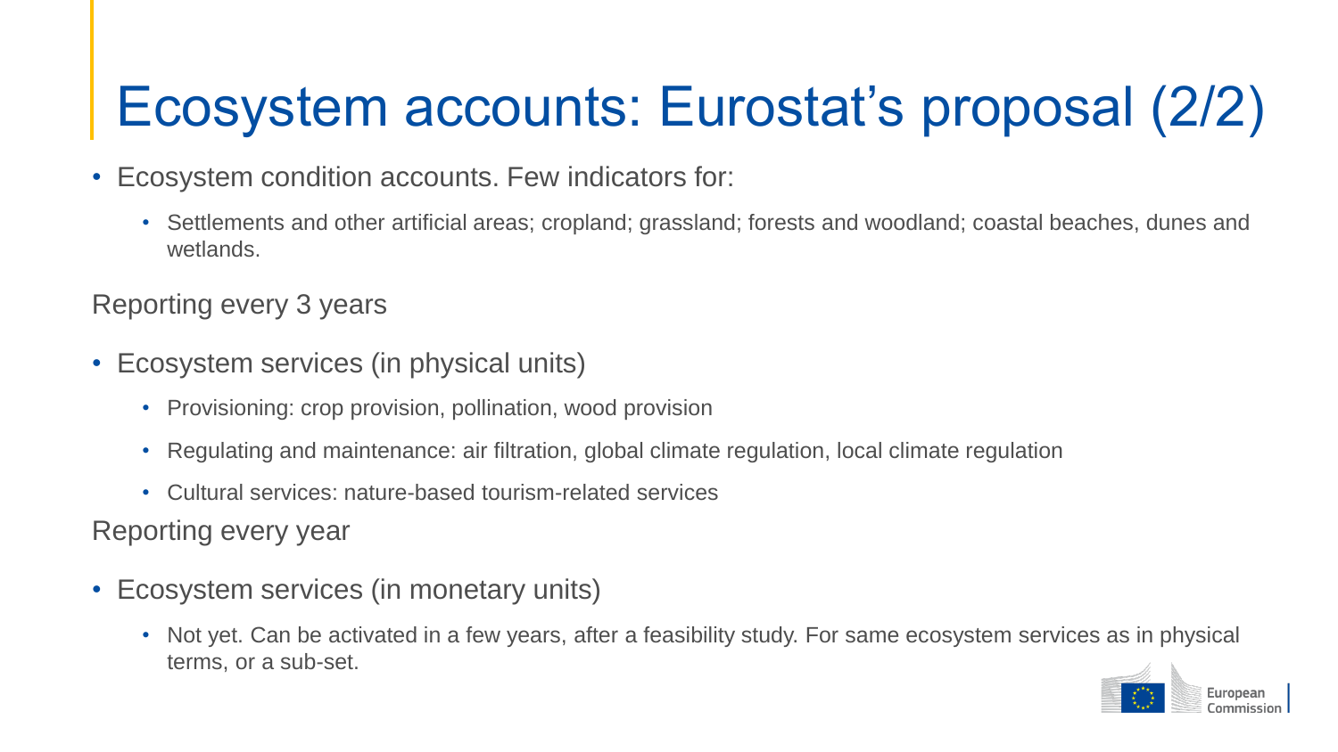# Ecosystem accounts: Eurostat's proposal (2/2)

- Ecosystem condition accounts. Few indicators for:
  - Settlements and other artificial areas; cropland; grassland; forests and woodland; coastal beaches, dunes and wetlands.

Reporting every 3 years

- Ecosystem services (in physical units)
  - Provisioning: crop provision, pollination, wood provision
  - Regulating and maintenance: air filtration, global climate regulation, local climate regulation
  - Cultural services: nature-based tourism-related services

Reporting every year

- Ecosystem services (in monetary units)
  - Not yet. Can be activated in a few years, after a feasibility study. For same ecosystem services as in physical terms, or a sub-set.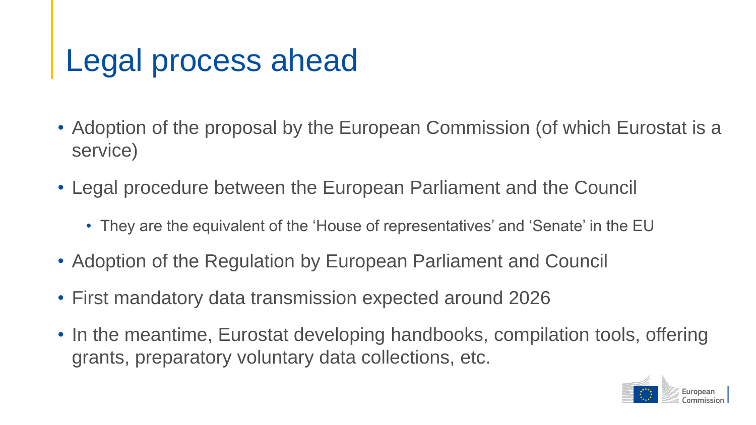# Legal process ahead

- Adoption of the proposal by the European Commission (of which Eurostat is a service)
- Legal procedure between the European Parliament and the Council
  - They are the equivalent of the 'House of representatives' and 'Senate' in the EU
- Adoption of the Regulation by European Parliament and Council
- First mandatory data transmission expected around 2026
- In the meantime, Eurostat developing handbooks, compilation tools, offering grants, preparatory voluntary data collections, etc.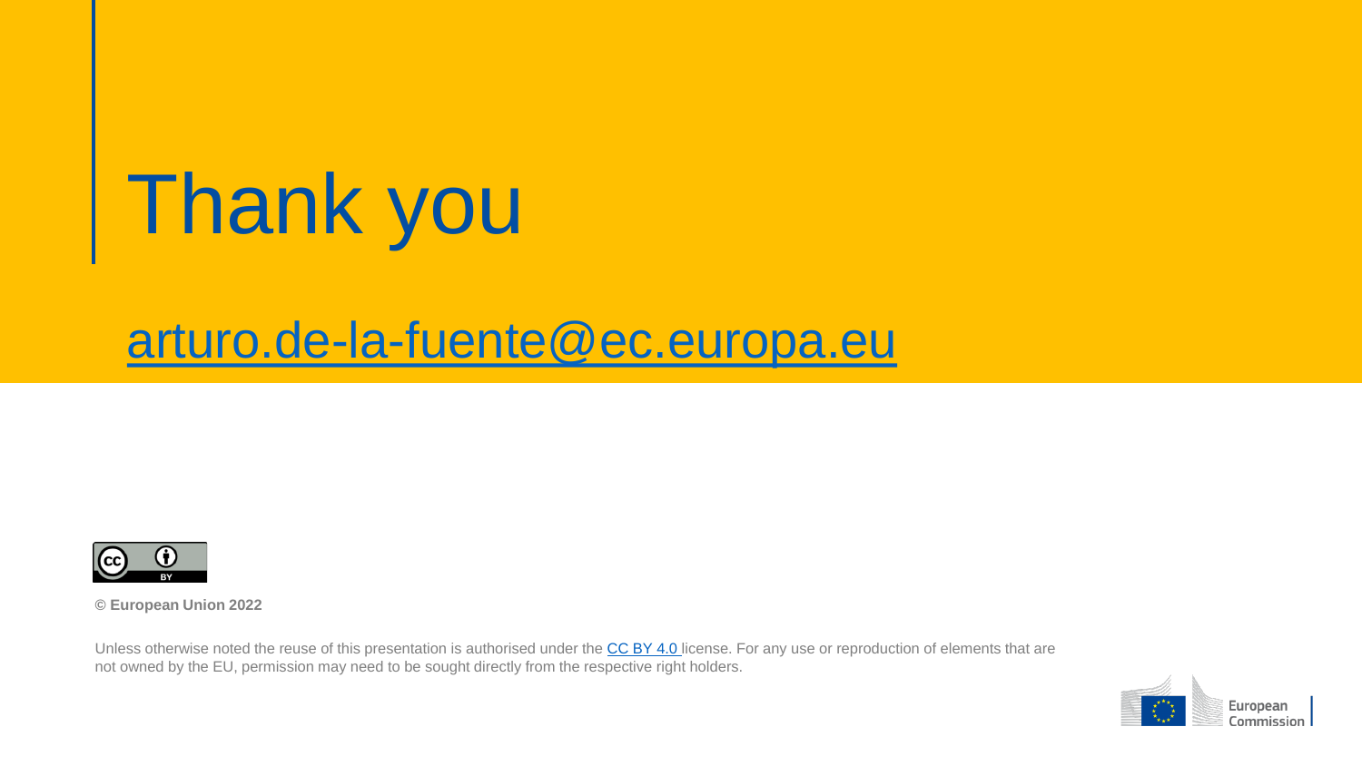# Thank you

arturo.de-la-fuente@ec.europa.eu

**© European Union 2022**

Unless otherwise noted the reuse of this presentation is authorised under the CC BY 4.0 license. For any use or reproduction of elements that are not owned by the EU, permission may need to be sought directly from the respective right holders.